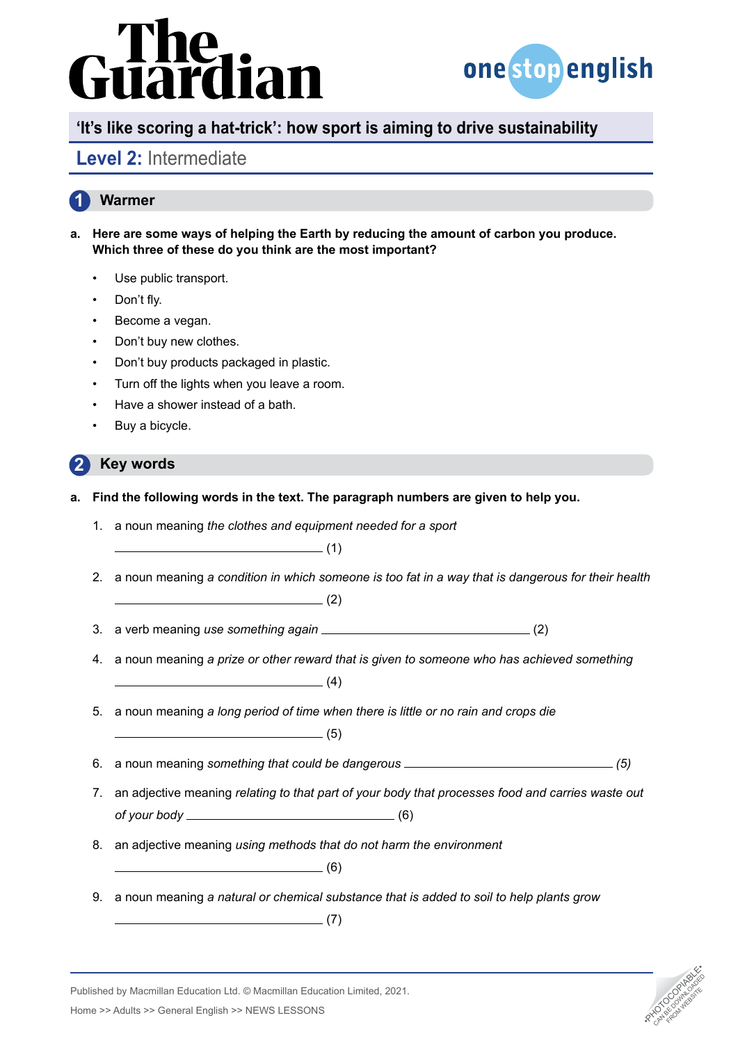# The Guardian

onestopenglish

## 'It's like scoring a hat-trick': how sport is aiming to drive sustainability

### Level 2: Intermediate

## 1 Warmer

**a. Here are some ways of helping the Earth by reducing the amount of carbon you produce. Which three of these do you think are the most important?**

- Use public transport.
- Don't fly.
- Become a vegan.
- Don't buy new clothes.
- Don't buy products packaged in plastic.
- Turn off the lights when you leave a room.
- Have a shower instead of a bath.
- Buy a bicycle.

## 2 Key words

**a. Find the following words in the text. The paragraph numbers are given to help you.**

1. a noun meaning *the clothes and equipment needed for a sport*

   ______________________ (1)

2. a noun meaning *a condition in which someone is too fat in a way that is dangerous for their health*

   ______________________ (2)

3. a verb meaning *use something again* ______________________ (2)

4. a noun meaning *a prize or other reward that is given to someone who has achieved something*

   ______________________ (4)

5. a noun meaning *a long period of time when there is little or no rain and crops die*

   ______________________ (5)

6. a noun meaning *something that could be dangerous* ______________________ *(5)*

7. an adjective meaning *relating to that part of your body that processes food and carries waste out of your body* ______________________ (6)

8. an adjective meaning *using methods that do not harm the environment*

   ______________________ (6)

9. a noun meaning *a natural or chemical substance that is added to soil to help plants grow*

   ______________________ (7)

Published by Macmillan Education Ltd. © Macmillan Education Limited, 2021.

Home >> Adults >> General English >> NEWS LESSONS

•PHOTOCOPIABLE• CAN BE DOWNLOADED FROM WEBSITE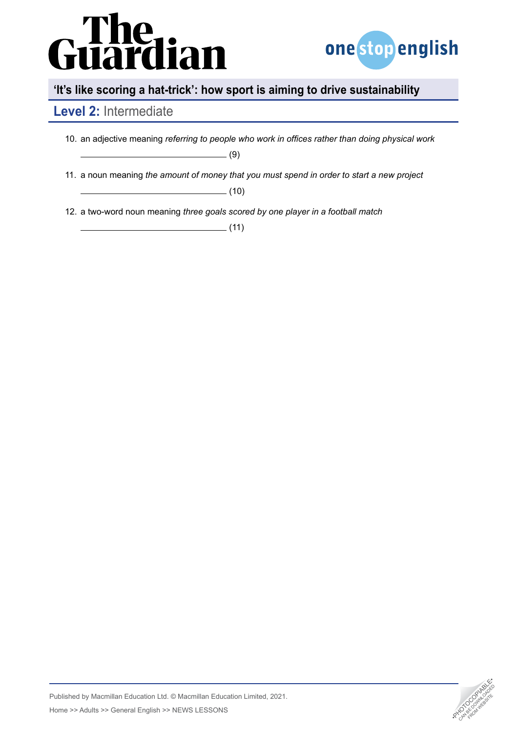10. an adjective meaning *referring to people who work in offices rather than doing physical work*

    ______________________________ (9)

11. a noun meaning *the amount of money that you must spend in order to start a new project*

    ______________________________ (10)

12. a two-word noun meaning *three goals scored by one player in a football match*

    ______________________________ (11)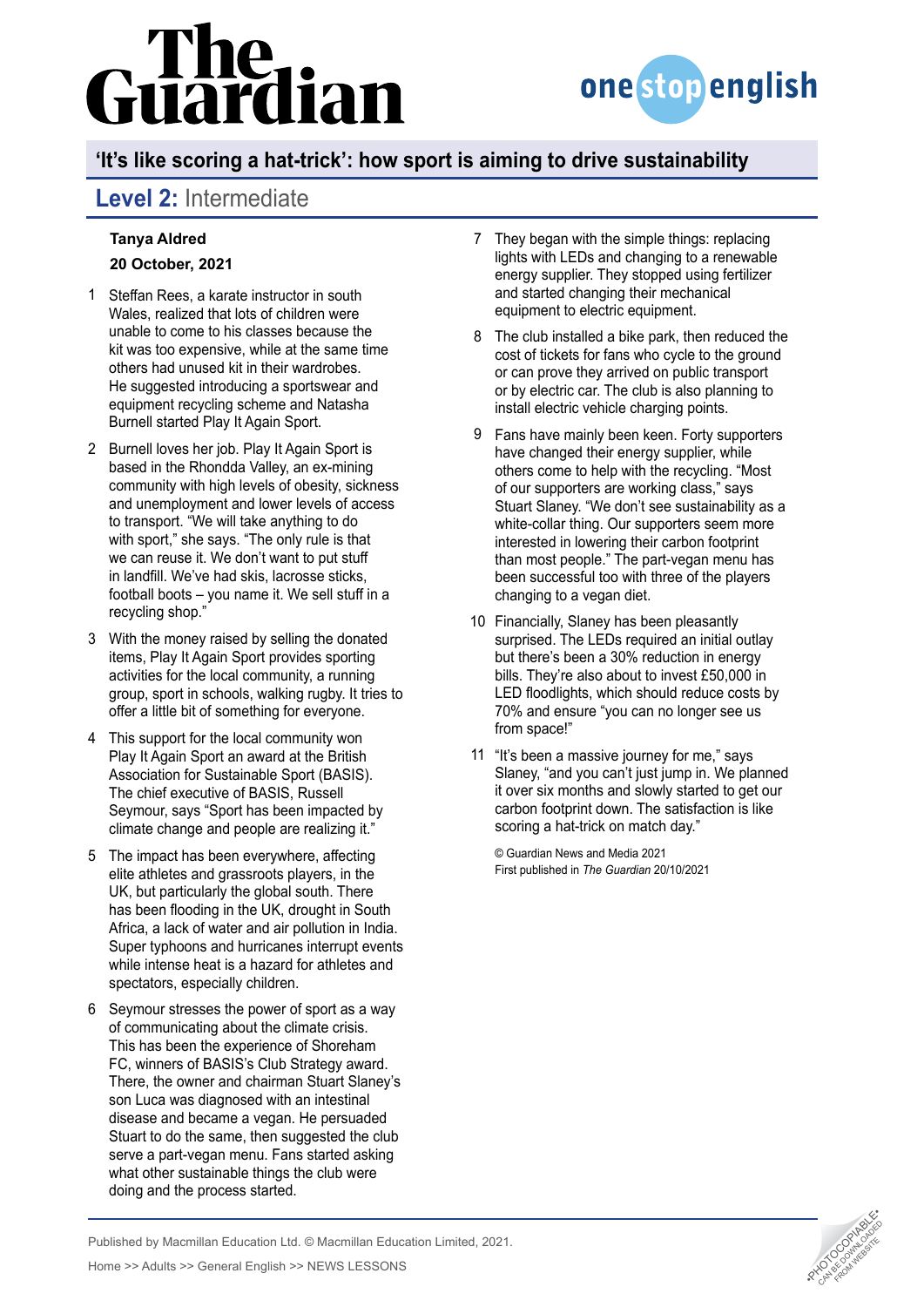The Guardian

onestopenglish

## 'It's like scoring a hat-trick': how sport is aiming to drive sustainability

### Level 2: Intermediate

**Tanya Aldred**

**20 October, 2021**

1. Steffan Rees, a karate instructor in south Wales, realized that lots of children were unable to come to his classes because the kit was too expensive, while at the same time others had unused kit in their wardrobes. He suggested introducing a sportswear and equipment recycling scheme and Natasha Burnell started Play It Again Sport.

2. Burnell loves her job. Play It Again Sport is based in the Rhondda Valley, an ex-mining community with high levels of obesity, sickness and unemployment and lower levels of access to transport. "We will take anything to do with sport," she says. "The only rule is that we can reuse it. We don't want to put stuff in landfill. We've had skis, lacrosse sticks, football boots – you name it. We sell stuff in a recycling shop."

3. With the money raised by selling the donated items, Play It Again Sport provides sporting activities for the local community, a running group, sport in schools, walking rugby. It tries to offer a little bit of something for everyone.

4. This support for the local community won Play It Again Sport an award at the British Association for Sustainable Sport (BASIS). The chief executive of BASIS, Russell Seymour, says "Sport has been impacted by climate change and people are realizing it."

5. The impact has been everywhere, affecting elite athletes and grassroots players, in the UK, but particularly the global south. There has been flooding in the UK, drought in South Africa, a lack of water and air pollution in India. Super typhoons and hurricanes interrupt events while intense heat is a hazard for athletes and spectators, especially children.

6. Seymour stresses the power of sport as a way of communicating about the climate crisis. This has been the experience of Shoreham FC, winners of BASIS's Club Strategy award. There, the owner and chairman Stuart Slaney's son Luca was diagnosed with an intestinal disease and became a vegan. He persuaded Stuart to do the same, then suggested the club serve a part-vegan menu. Fans started asking what other sustainable things the club were doing and the process started.

7. They began with the simple things: replacing lights with LEDs and changing to a renewable energy supplier. They stopped using fertilizer and started changing their mechanical equipment to electric equipment.

8. The club installed a bike park, then reduced the cost of tickets for fans who cycle to the ground or can prove they arrived on public transport or by electric car. The club is also planning to install electric vehicle charging points.

9. Fans have mainly been keen. Forty supporters have changed their energy supplier, while others come to help with the recycling. "Most of our supporters are working class," says Stuart Slaney. "We don't see sustainability as a white-collar thing. Our supporters seem more interested in lowering their carbon footprint than most people." The part-vegan menu has been successful too with three of the players changing to a vegan diet.

10. Financially, Slaney has been pleasantly surprised. The LEDs required an initial outlay but there's been a 30% reduction in energy bills. They're also about to invest £50,000 in LED floodlights, which should reduce costs by 70% and ensure "you can no longer see us from space!"

11. "It's been a massive journey for me," says Slaney, "and you can't just jump in. We planned it over six months and slowly started to get our carbon footprint down. The satisfaction is like scoring a hat-trick on match day."

© Guardian News and Media 2021
First published in *The Guardian* 20/10/2021

Published by Macmillan Education Ltd. © Macmillan Education Limited, 2021.

Home >> Adults >> General English >> NEWS LESSONS

•PHOTOCOPIABLE• CAN BE DOWNLOADED FROM WEBSITE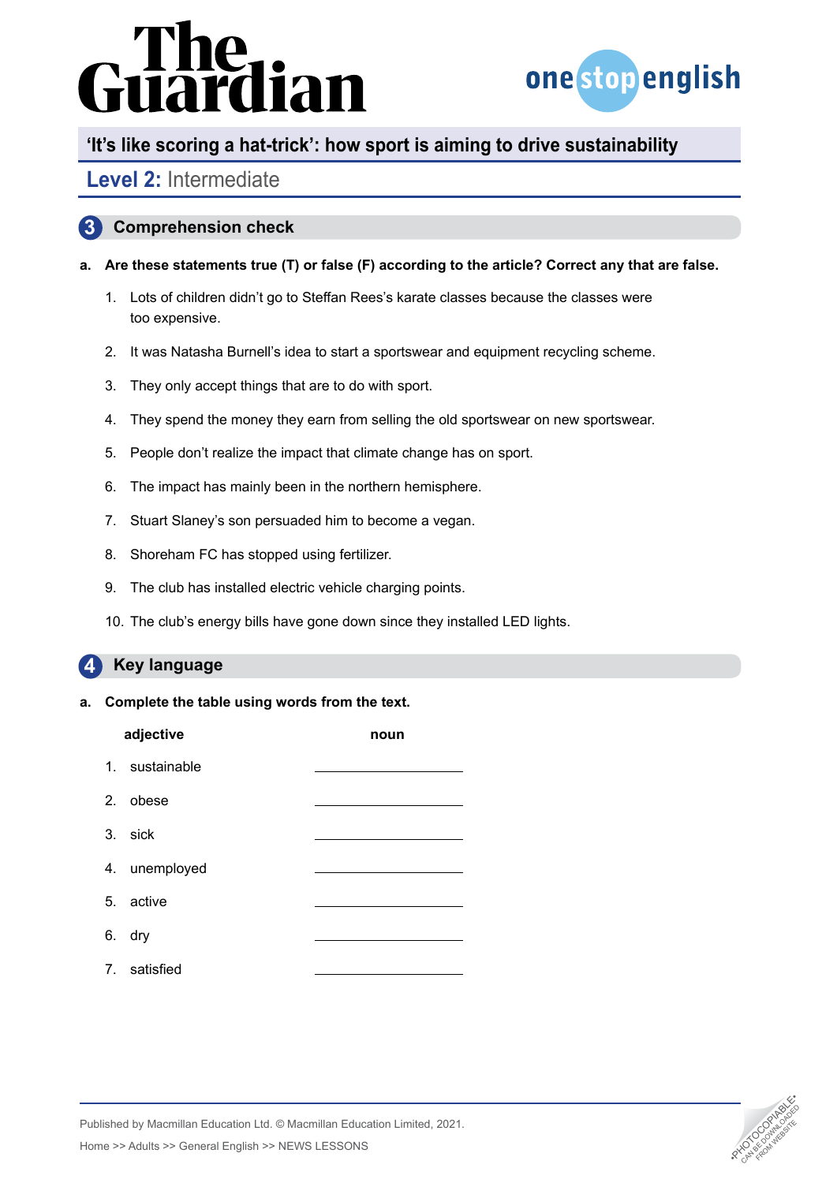# The Guardian

onestopenglish

## 'It's like scoring a hat-trick': how sport is aiming to drive sustainability

### Level 2: Intermediate

## 3 Comprehension check

**a. Are these statements true (T) or false (F) according to the article? Correct any that are false.**

1. Lots of children didn't go to Steffan Rees's karate classes because the classes were too expensive.
2. It was Natasha Burnell's idea to start a sportswear and equipment recycling scheme.
3. They only accept things that are to do with sport.
4. They spend the money they earn from selling the old sportswear on new sportswear.
5. People don't realize the impact that climate change has on sport.
6. The impact has mainly been in the northern hemisphere.
7. Stuart Slaney's son persuaded him to become a vegan.
8. Shoreham FC has stopped using fertilizer.
9. The club has installed electric vehicle charging points.
10. The club's energy bills have gone down since they installed LED lights.

## 4 Key language

**a. Complete the table using words from the text.**

| adjective | noun |
|---|---|
| 1. sustainable | ____________ |
| 2. obese | ____________ |
| 3. sick | ____________ |
| 4. unemployed | ____________ |
| 5. active | ____________ |
| 6. dry | ____________ |
| 7. satisfied | ____________ |

Published by Macmillan Education Ltd. © Macmillan Education Limited, 2021.

Home >> Adults >> General English >> NEWS LESSONS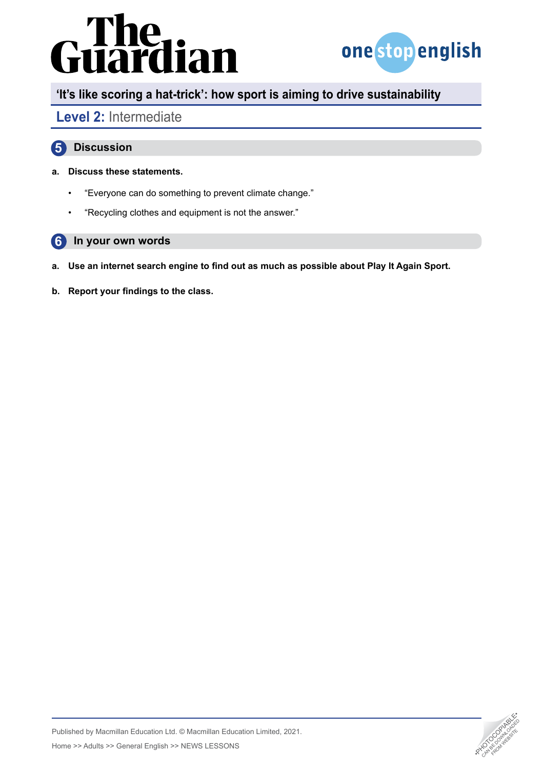## 5 Discussion

**a. Discuss these statements.**

- "Everyone can do something to prevent climate change."
- "Recycling clothes and equipment is not the answer."

## 6 In your own words

**a. Use an internet search engine to find out as much as possible about Play It Again Sport.**

**b. Report your findings to the class.**